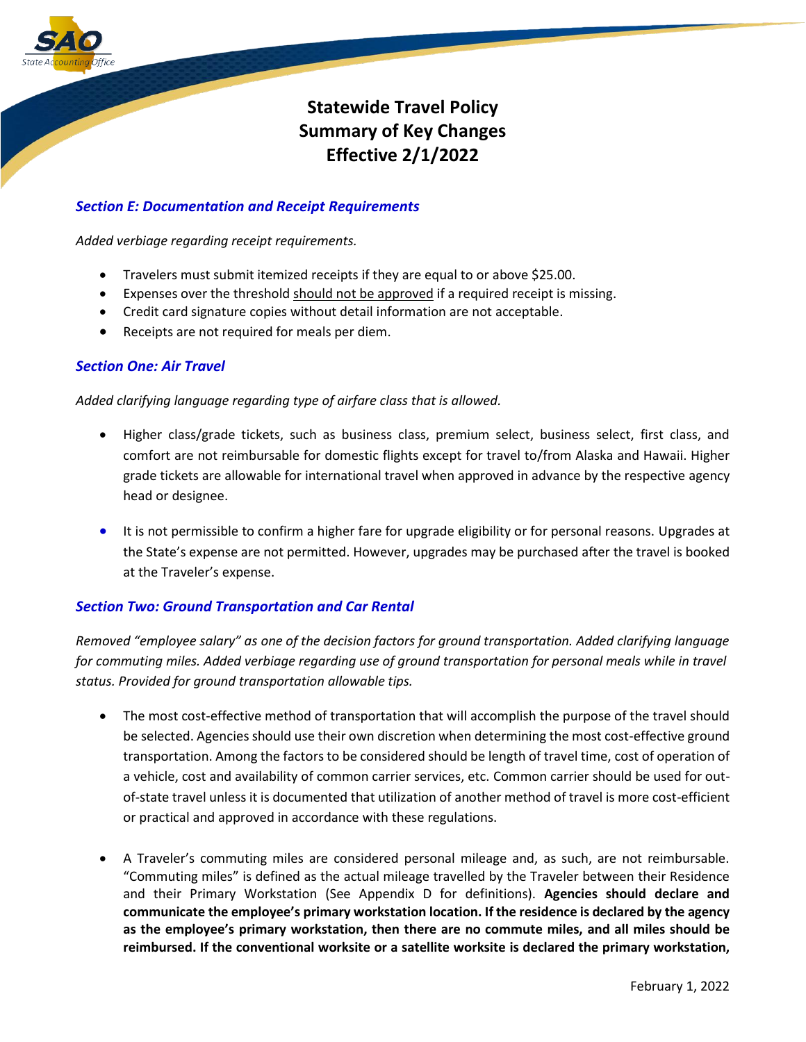# Statewide Travel Policy
# Summary of Key Changes
# Effective 2/1/2022

### *Section E: Documentation and Receipt Requirements*

*Added verbiage regarding receipt requirements.*

- Travelers must submit itemized receipts if they are equal to or above $25.00.
- Expenses over the threshold <u>should not be approved</u> if a required receipt is missing.
- Credit card signature copies without detail information are not acceptable.
- Receipts are not required for meals per diem.

### *Section One: Air Travel*

*Added clarifying language regarding type of airfare class that is allowed.*

- Higher class/grade tickets, such as business class, premium select, business select, first class, and comfort are not reimbursable for domestic flights except for travel to/from Alaska and Hawaii. Higher grade tickets are allowable for international travel when approved in advance by the respective agency head or designee.

- It is not permissible to confirm a higher fare for upgrade eligibility or for personal reasons. Upgrades at the State's expense are not permitted. However, upgrades may be purchased after the travel is booked at the Traveler's expense.

### *Section Two: Ground Transportation and Car Rental*

*Removed "employee salary" as one of the decision factors for ground transportation. Added clarifying language for commuting miles. Added verbiage regarding use of ground transportation for personal meals while in travel status. Provided for ground transportation allowable tips.*

- The most cost-effective method of transportation that will accomplish the purpose of the travel should be selected. Agencies should use their own discretion when determining the most cost-effective ground transportation. Among the factors to be considered should be length of travel time, cost of operation of a vehicle, cost and availability of common carrier services, etc. Common carrier should be used for out-of-state travel unless it is documented that utilization of another method of travel is more cost-efficient or practical and approved in accordance with these regulations.

- A Traveler's commuting miles are considered personal mileage and, as such, are not reimbursable. "Commuting miles" is defined as the actual mileage travelled by the Traveler between their Residence and their Primary Workstation (See Appendix D for definitions). **Agencies should declare and communicate the employee's primary workstation location. If the residence is declared by the agency as the employee's primary workstation, then there are no commute miles, and all miles should be reimbursed. If the conventional worksite or a satellite worksite is declared the primary workstation,**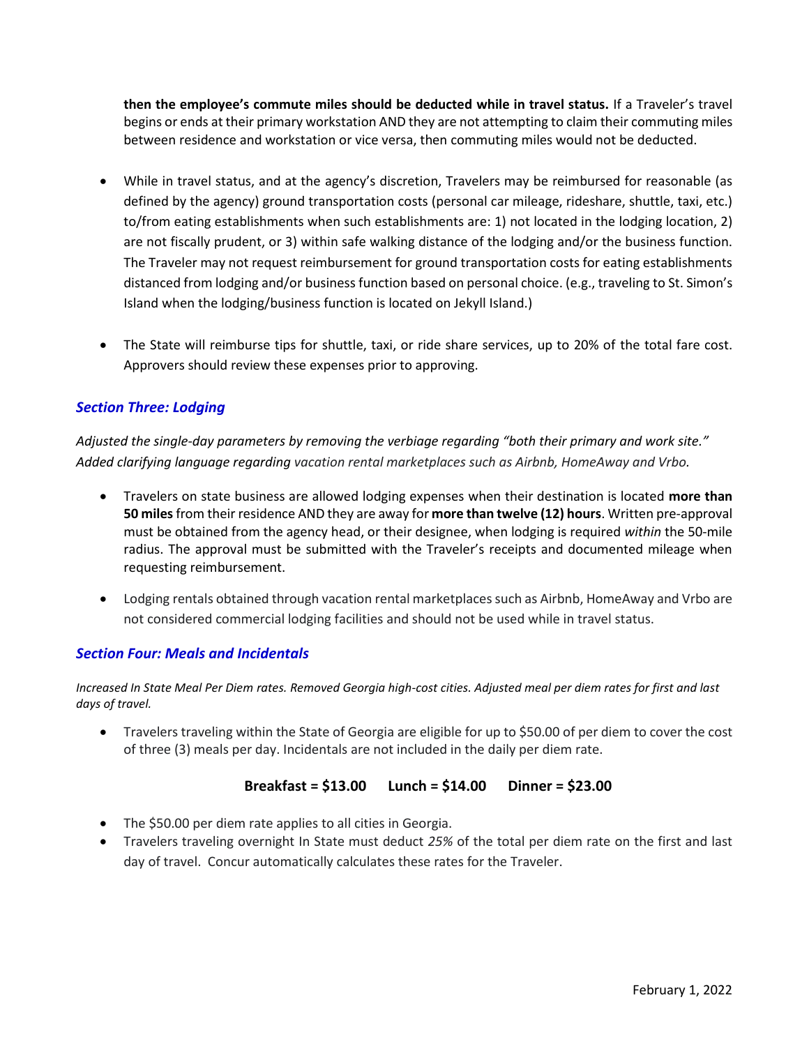**then the employee's commute miles should be deducted while in travel status.** If a Traveler's travel begins or ends at their primary workstation AND they are not attempting to claim their commuting miles between residence and workstation or vice versa, then commuting miles would not be deducted.

- While in travel status, and at the agency's discretion, Travelers may be reimbursed for reasonable (as defined by the agency) ground transportation costs (personal car mileage, rideshare, shuttle, taxi, etc.) to/from eating establishments when such establishments are: 1) not located in the lodging location, 2) are not fiscally prudent, or 3) within safe walking distance of the lodging and/or the business function. The Traveler may not request reimbursement for ground transportation costs for eating establishments distanced from lodging and/or business function based on personal choice. (e.g., traveling to St. Simon's Island when the lodging/business function is located on Jekyll Island.)

- The State will reimburse tips for shuttle, taxi, or ride share services, up to 20% of the total fare cost. Approvers should review these expenses prior to approving.

### *Section Three: Lodging*

*Adjusted the single-day parameters by removing the verbiage regarding "both their primary and work site." Added clarifying language regarding vacation rental marketplaces such as Airbnb, HomeAway and Vrbo.*

- Travelers on state business are allowed lodging expenses when their destination is located **more than 50 miles** from their residence AND they are away for **more than twelve (12) hours**. Written pre-approval must be obtained from the agency head, or their designee, when lodging is required *within* the 50-mile radius. The approval must be submitted with the Traveler's receipts and documented mileage when requesting reimbursement.

- Lodging rentals obtained through vacation rental marketplaces such as Airbnb, HomeAway and Vrbo are not considered commercial lodging facilities and should not be used while in travel status.

### *Section Four: Meals and Incidentals*

*Increased In State Meal Per Diem rates. Removed Georgia high-cost cities. Adjusted meal per diem rates for first and last days of travel.*

- Travelers traveling within the State of Georgia are eligible for up to $50.00 of per diem to cover the cost of three (3) meals per day. Incidentals are not included in the daily per diem rate.

**Breakfast = $13.00 Lunch = $14.00 Dinner = $23.00**

- The $50.00 per diem rate applies to all cities in Georgia.
- Travelers traveling overnight In State must deduct *25%* of the total per diem rate on the first and last day of travel. Concur automatically calculates these rates for the Traveler.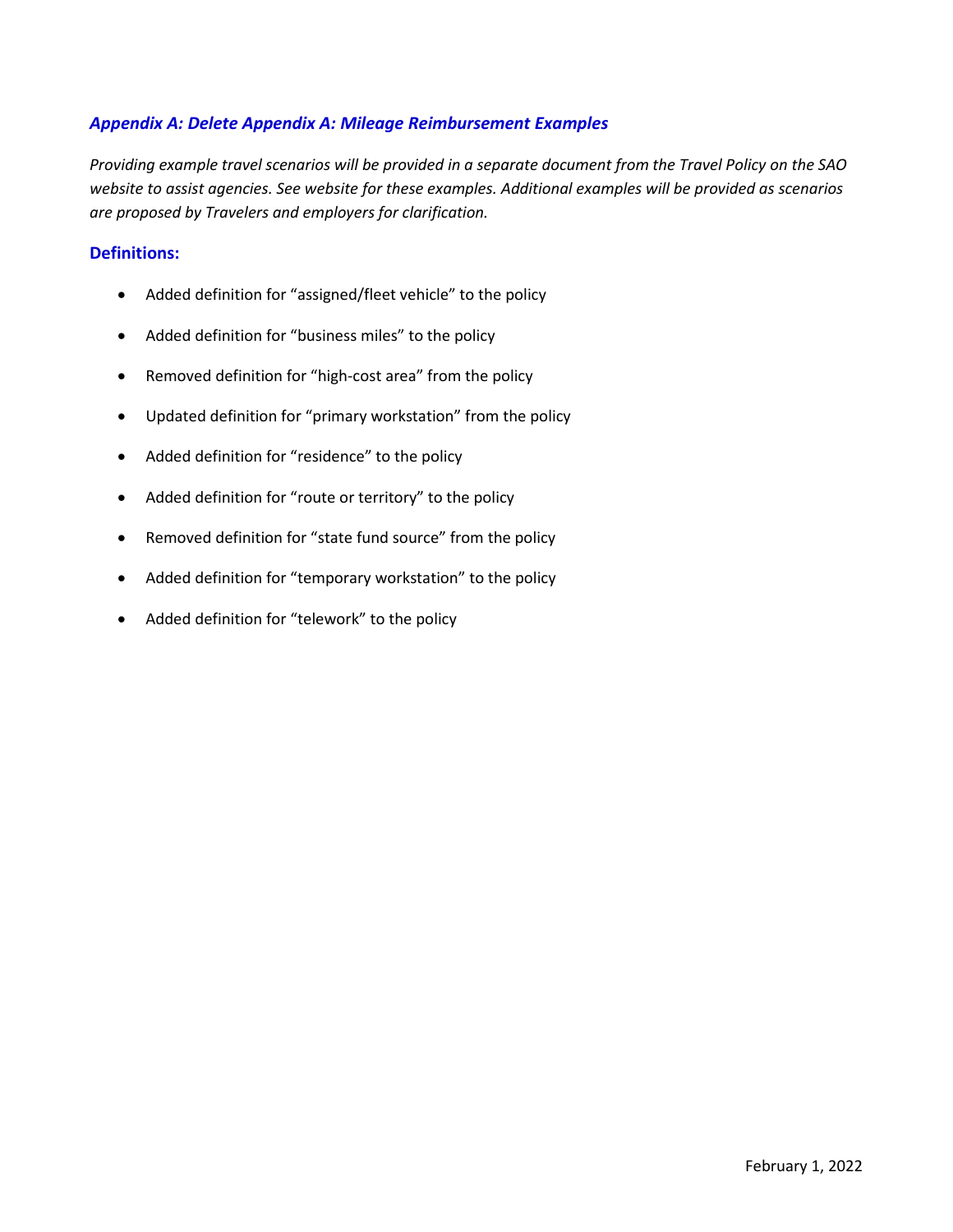### *Appendix A: Delete Appendix A: Mileage Reimbursement Examples*

*Providing example travel scenarios will be provided in a separate document from the Travel Policy on the SAO website to assist agencies. See website for these examples. Additional examples will be provided as scenarios are proposed by Travelers and employers for clarification.*

### Definitions:

- Added definition for "assigned/fleet vehicle" to the policy
- Added definition for "business miles" to the policy
- Removed definition for "high-cost area" from the policy
- Updated definition for "primary workstation" from the policy
- Added definition for "residence" to the policy
- Added definition for "route or territory" to the policy
- Removed definition for "state fund source" from the policy
- Added definition for "temporary workstation" to the policy
- Added definition for "telework" to the policy

February 1, 2022